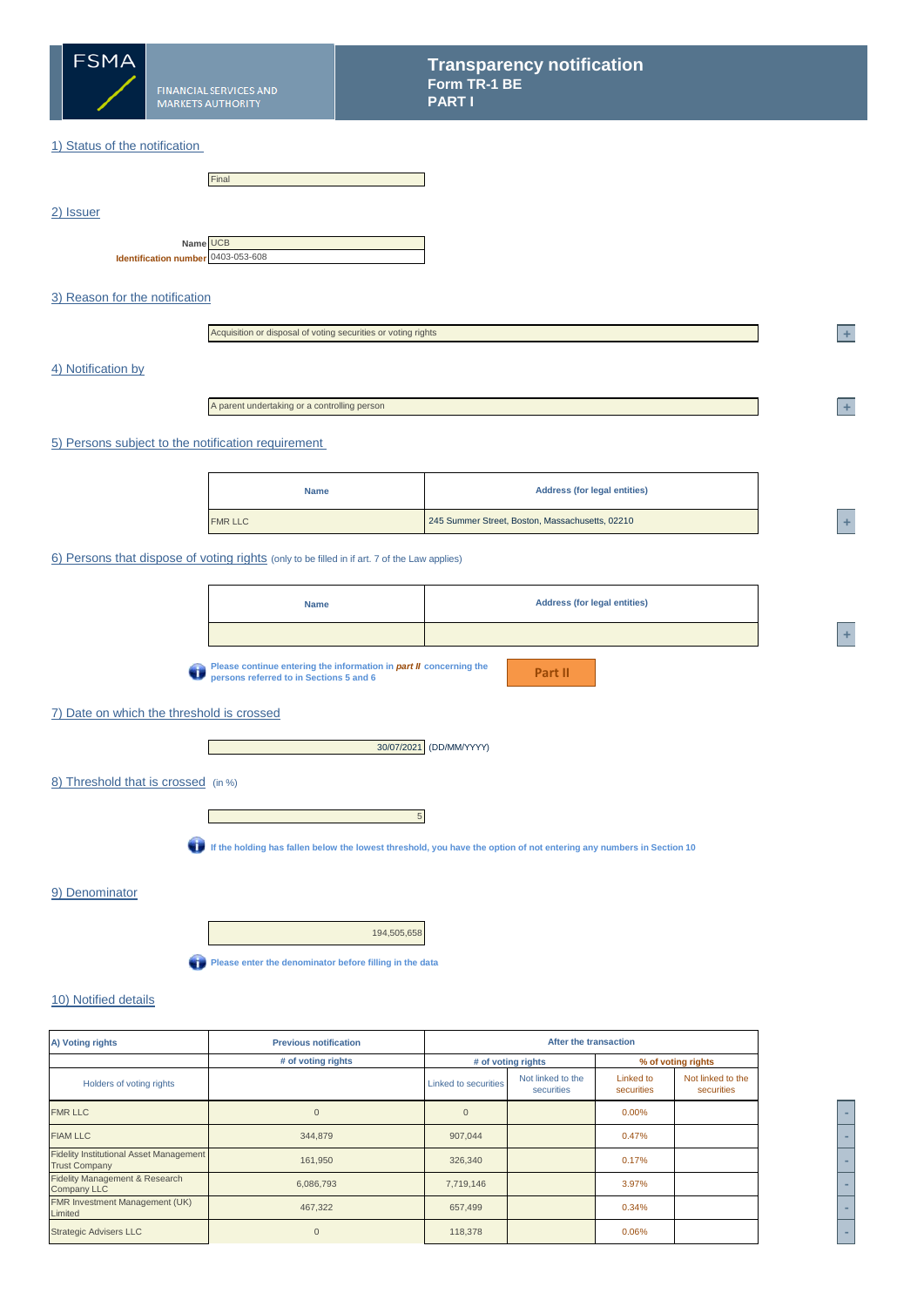FSMA

FINANCIAL SERVICES AND MARKETS AUTHORITY

# Transparency notification
## Form TR-1 BE
## PART I

## 1) Status of the notification

Final

## 2) Issuer

**Name** UCB

**Identification number** 0403-053-608

## 3) Reason for the notification

Acquisition or disposal of voting securities or voting rights

## 4) Notification by

A parent undertaking or a controlling person

## 5) Persons subject to the notification requirement

| Name | Address (for legal entities) |
|---|---|
| FMR LLC | 245 Summer Street, Boston, Massachusetts, 02210 |

## 6) Persons that dispose of voting rights (only to be filled in if art. 7 of the Law applies)

| Name | Address (for legal entities) |
|---|---|
| | |

**Please continue entering the information in *part II* concerning the persons referred to in Sections 5 and 6**

Part II

## 7) Date on which the threshold is crossed

30/07/2021 (DD/MM/YYYY)

## 8) Threshold that is crossed (in %)

5

**If the holding has fallen below the lowest threshold, you have the option of not entering any numbers in Section 10**

## 9) Denominator

194,505,658

**Please enter the denominator before filling in the data**

## 10) Notified details

| A) Voting rights | Previous notification | After the transaction | | | |
|---|---|---|---|---|---|
| | # of voting rights | # of voting rights | | % of voting rights | |
| Holders of voting rights | | Linked to securities | Not linked to the securities | Linked to securities | Not linked to the securities |
| FMR LLC | 0 | 0 | | 0.00% | |
| FIAM LLC | 344,879 | 907,044 | | 0.47% | |
| Fidelity Institutional Asset Management Trust Company | 161,950 | 326,340 | | 0.17% | |
| Fidelity Management & Research Company LLC | 6,086,793 | 7,719,146 | | 3.97% | |
| FMR Investment Management (UK) Limited | 467,322 | 657,499 | | 0.34% | |
| Strategic Advisers LLC | 0 | 118,378 | | 0.06% | |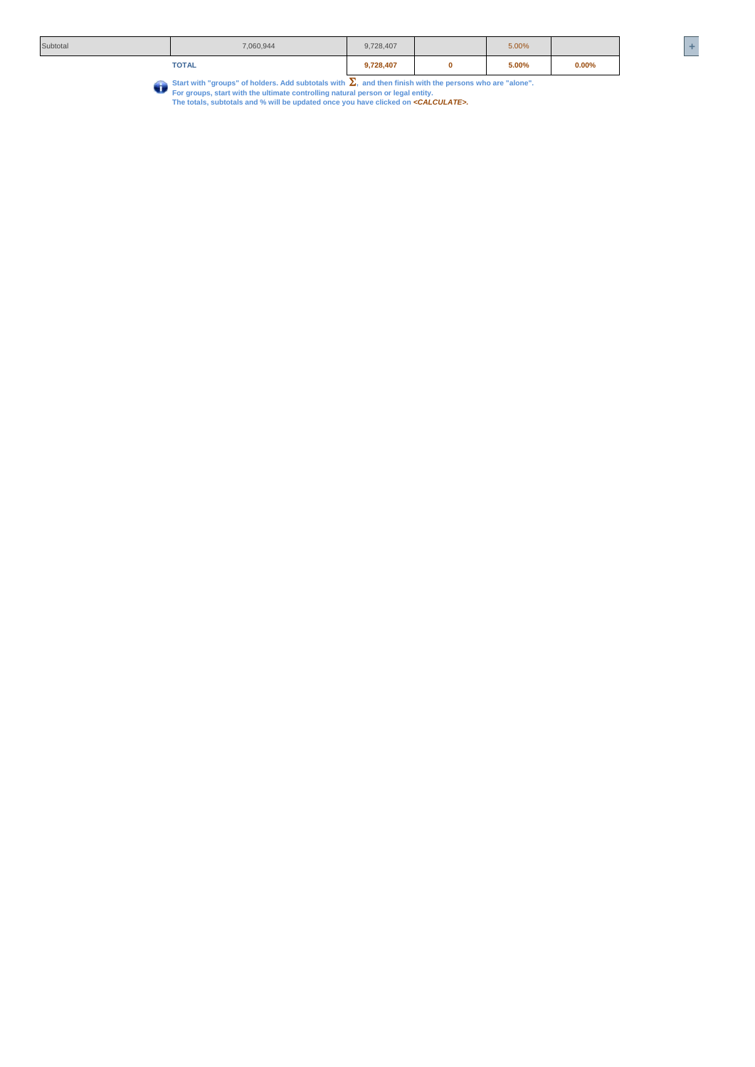| | | | | | |
|---|---|---|---|---|---|
| Subtotal | 7,060,944 | 9,728,407 | | 5.00% | |
| | **TOTAL** | **9,728,407** | **0** | **5.00%** | **0.00%** |

**Start with "groups" of holders. Add subtotals with $\Sigma$, and then finish with the persons who are "alone".**
**For groups, start with the ultimate controlling natural person or legal entity.**
**The totals, subtotals and % will be updated once you have clicked on *<CALCULATE>*.**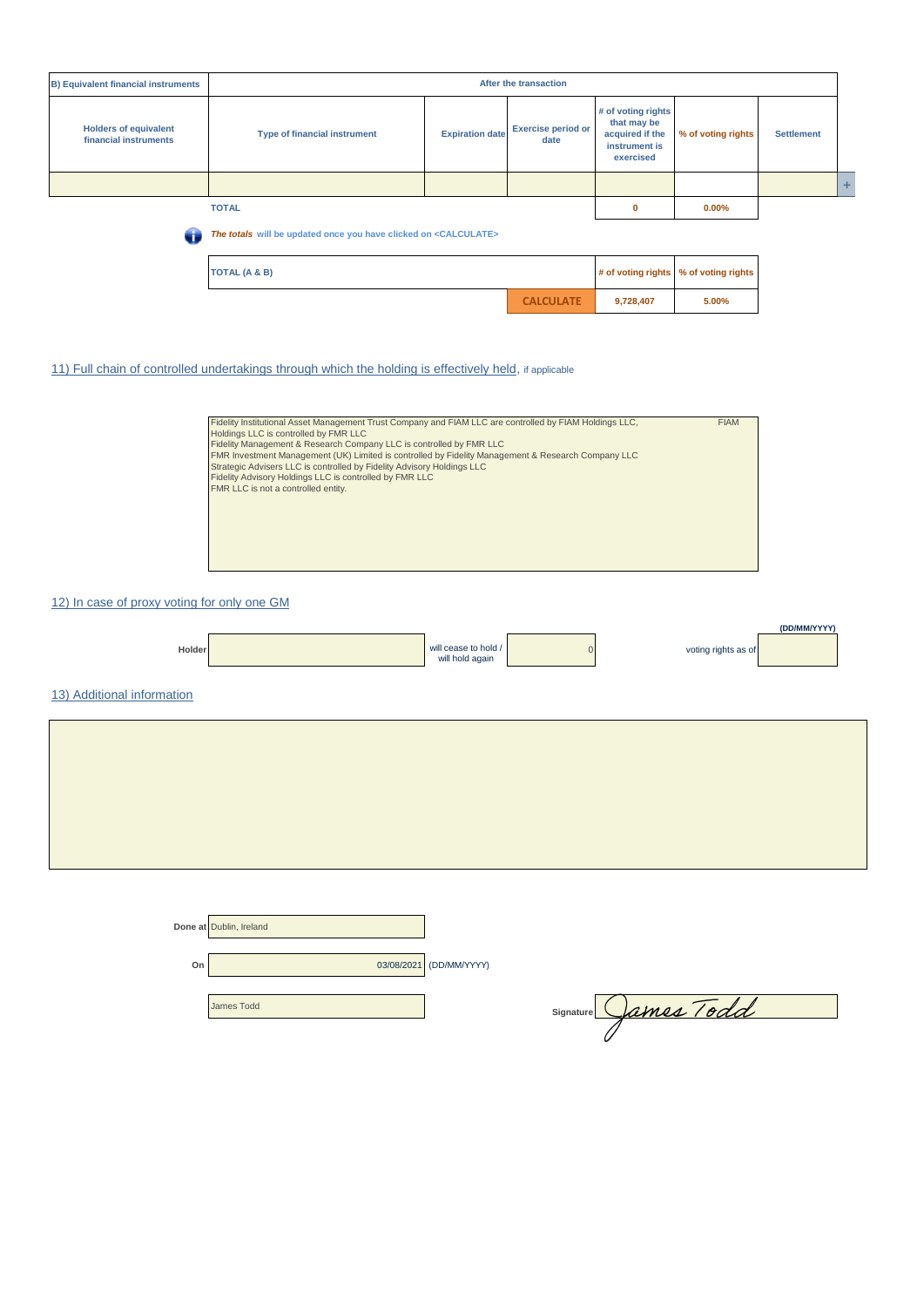| B) Equivalent financial instruments | After the transaction | | | | | |
|---|---|---|---|---|---|---|
| Holders of equivalent financial instruments | Type of financial instrument | Expiration date | Exercise period or date | # of voting rights that may be acquired if the instrument is exercised | % of voting rights | Settlement |
| | | | | | | |
| | TOTAL | | | 0 | 0.00% | |

*The totals will be updated once you have clicked on <CALCULATE>*

| | | # of voting rights | % of voting rights |
|---|---|---|---|
| TOTAL (A & B) | | | |
| | CALCULATE | 9,728,407 | 5.00% |

## 11) Full chain of controlled undertakings through which the holding is effectively held, if applicable

| | |
|---|---|
| Fidelity Institutional Asset Management Trust Company and FIAM LLC are controlled by FIAM Holdings LLC,<br>Holdings LLC is controlled by FMR LLC<br>Fidelity Management & Research Company LLC is controlled by FMR LLC<br>FMR Investment Management (UK) Limited is controlled by Fidelity Management & Research Company LLC<br>Strategic Advisers LLC is controlled by Fidelity Advisory Holdings LLC<br>Fidelity Advisory Holdings LLC is controlled by FMR LLC<br>FMR LLC is not a controlled entity. | FIAM |

## 12) In case of proxy voting for only one GM

| | | | | | (DD/MM/YYYY) |
|---|---|---|---|---|---|
| Holder | | will cease to hold / will hold again | 0 | voting rights as of | |

## 13) Additional information

Done at: Dublin, Ireland

On: 03/08/2021 (DD/MM/YYYY)

James Todd

Signature: James Todd